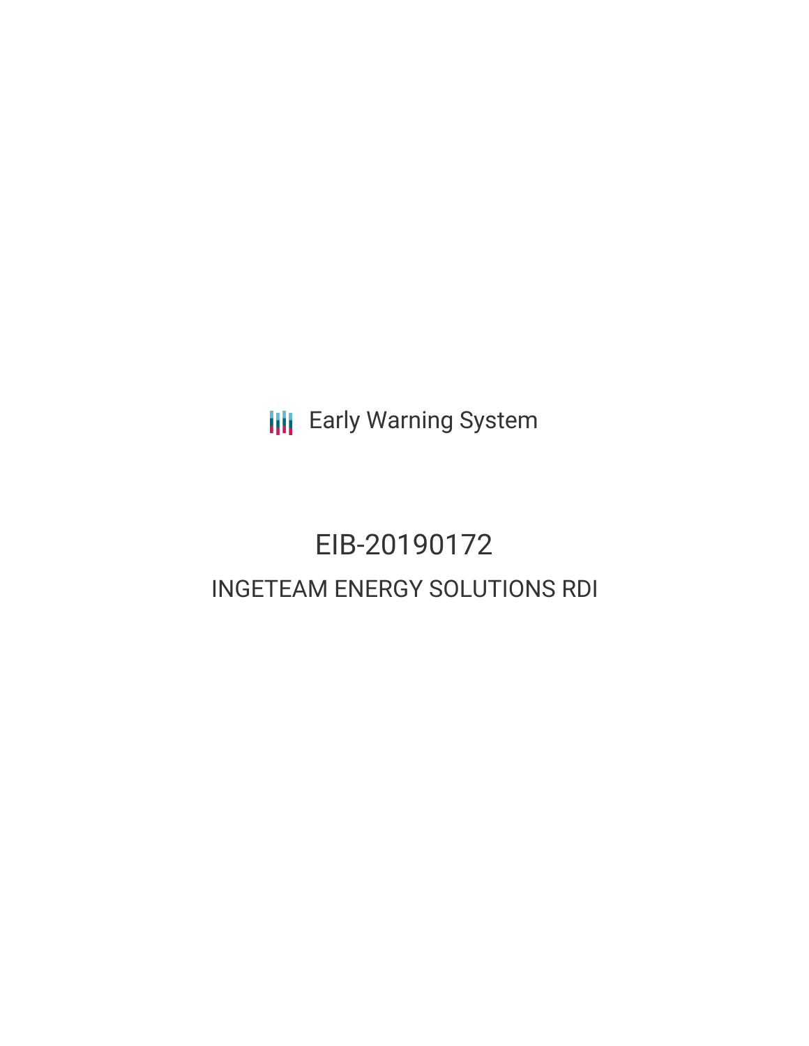Early Warning System

# EIB-20190172

## INGETEAM ENERGY SOLUTIONS RDI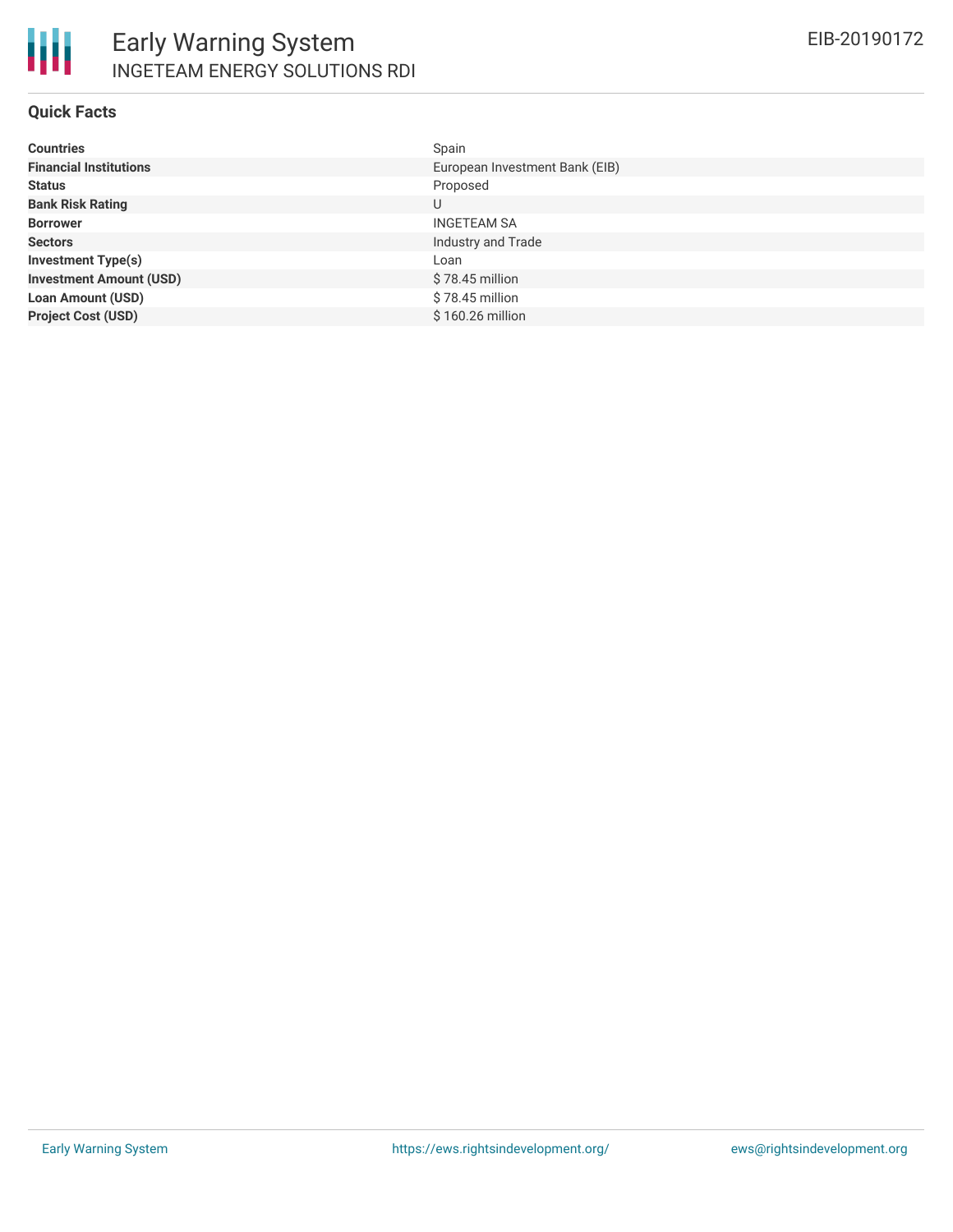# Early Warning System

## INGETEAM ENERGY SOLUTIONS RDI

EIB-20190172

### Quick Facts

| | |
|---|---|
| **Countries** | Spain |
| **Financial Institutions** | European Investment Bank (EIB) |
| **Status** | Proposed |
| **Bank Risk Rating** | U |
| **Borrower** | INGETEAM SA |
| **Sectors** | Industry and Trade |
| **Investment Type(s)** | Loan |
| **Investment Amount (USD)** | $ 78.45 million |
| **Loan Amount (USD)** | $ 78.45 million |
| **Project Cost (USD)** | $ 160.26 million |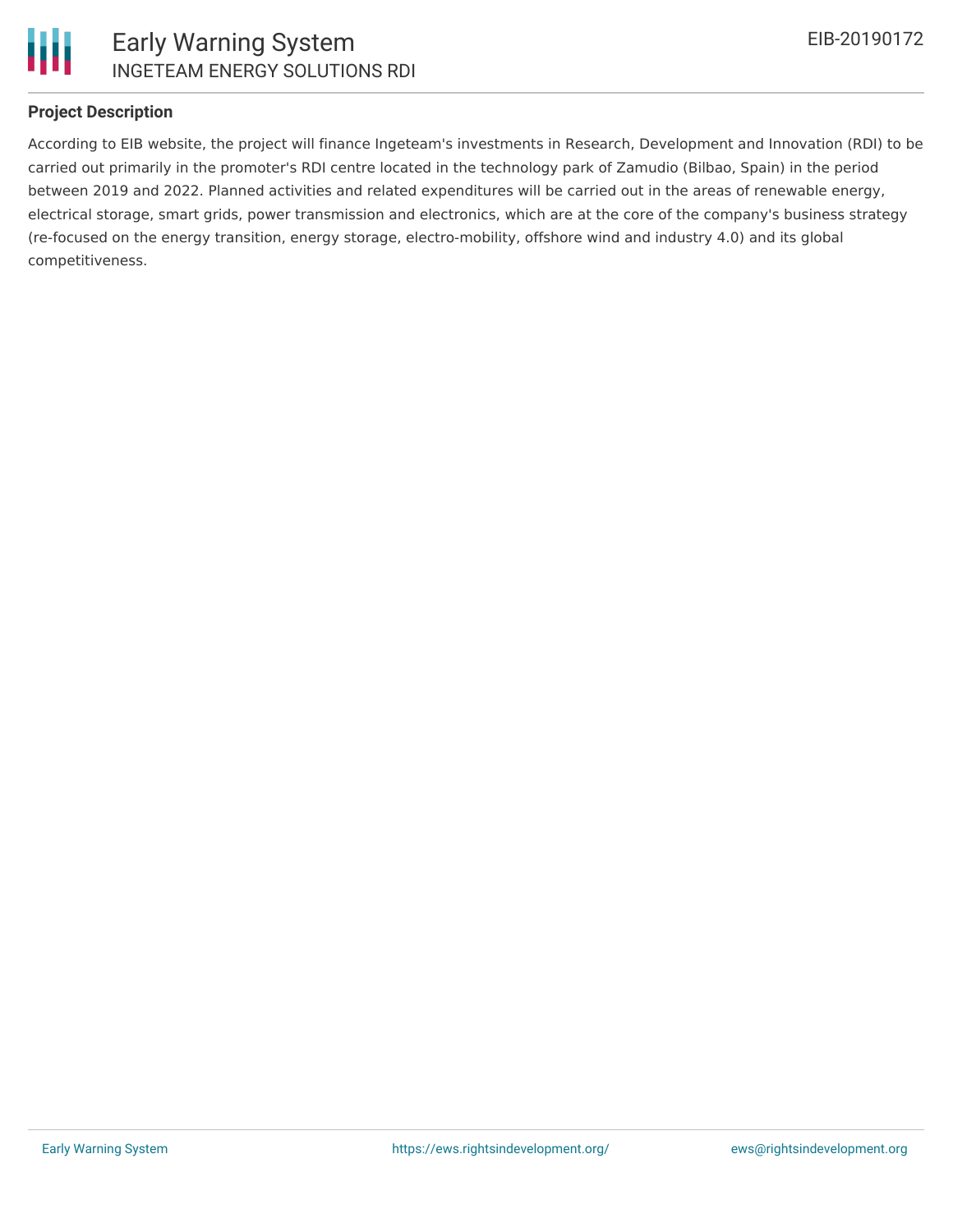**Project Description**

According to EIB website, the project will finance Ingeteam's investments in Research, Development and Innovation (RDI) to be carried out primarily in the promoter's RDI centre located in the technology park of Zamudio (Bilbao, Spain) in the period between 2019 and 2022. Planned activities and related expenditures will be carried out in the areas of renewable energy, electrical storage, smart grids, power transmission and electronics, which are at the core of the company's business strategy (re-focused on the energy transition, energy storage, electro-mobility, offshore wind and industry 4.0) and its global competitiveness.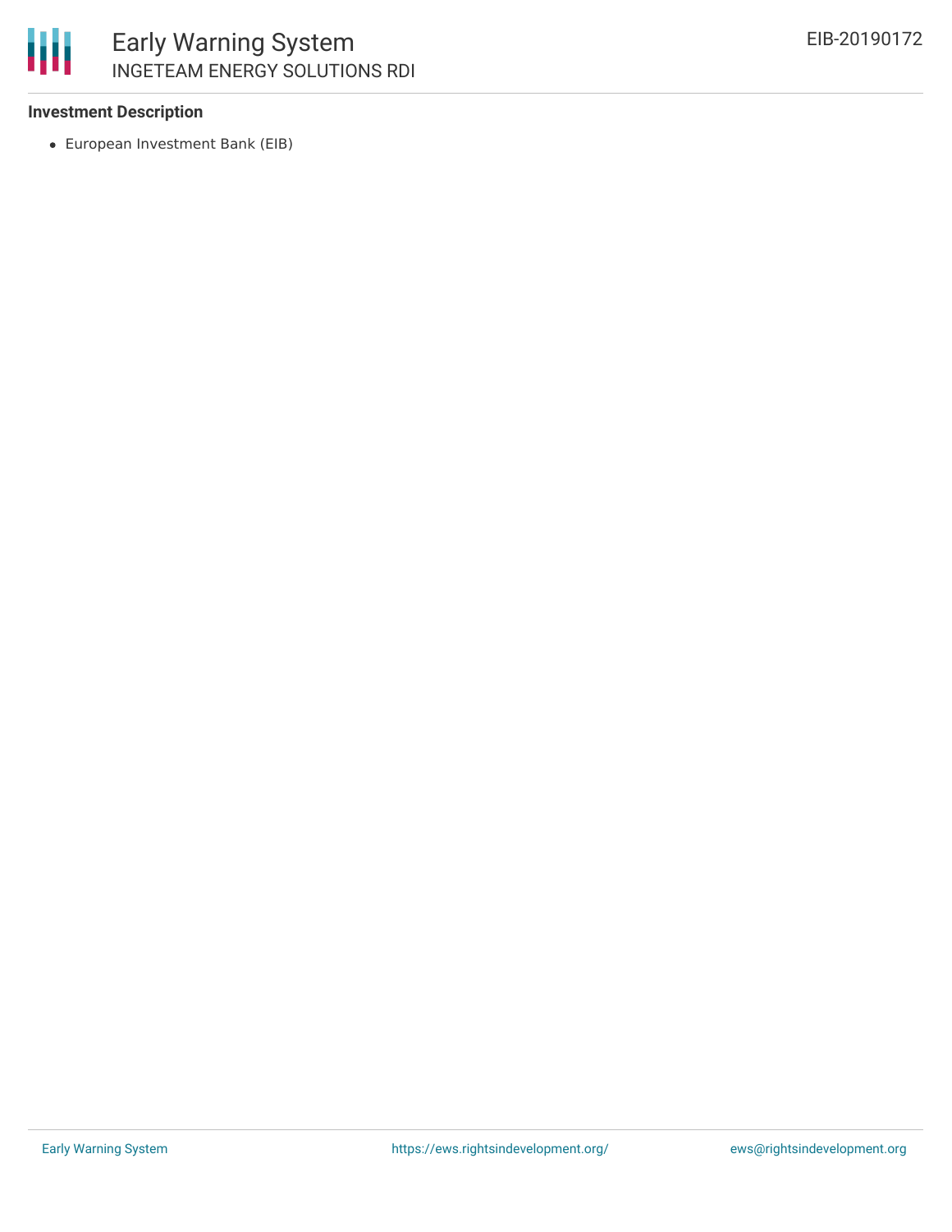**Investment Description**

- European Investment Bank (EIB)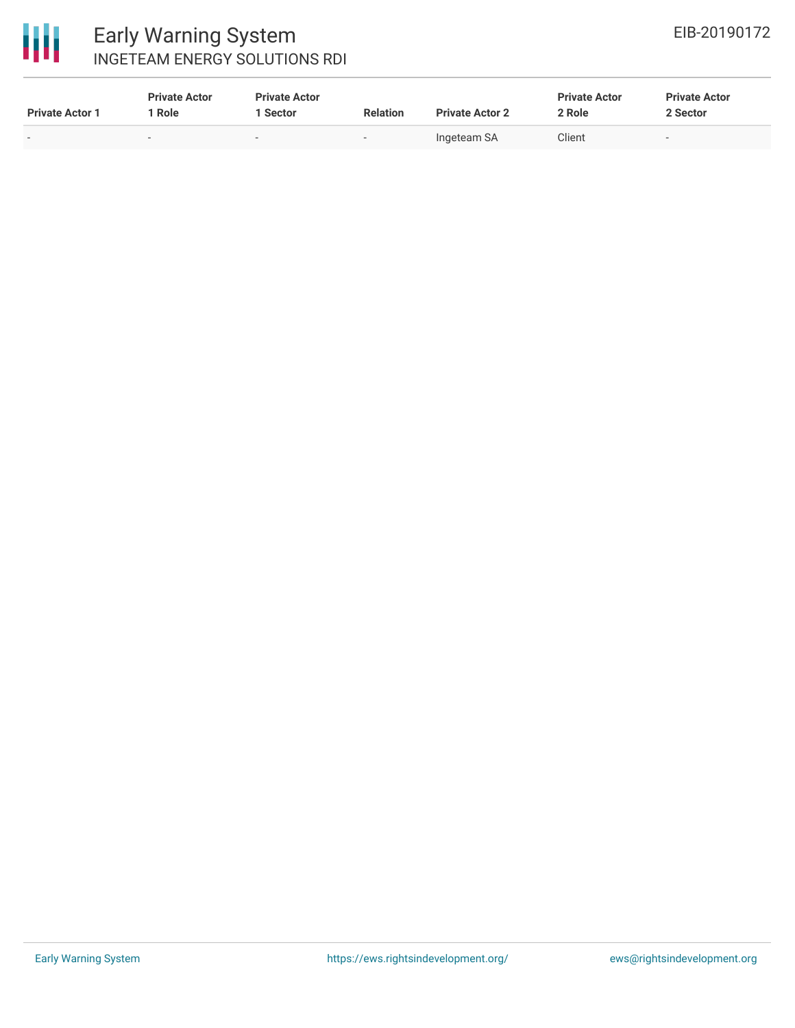| Private Actor 1 | Private Actor 1 Role | Private Actor 1 Sector | Relation | Private Actor 2 | Private Actor 2 Role | Private Actor 2 Sector |
|---|---|---|---|---|---|---|
| - | - | - | - | Ingeteam SA | Client | - |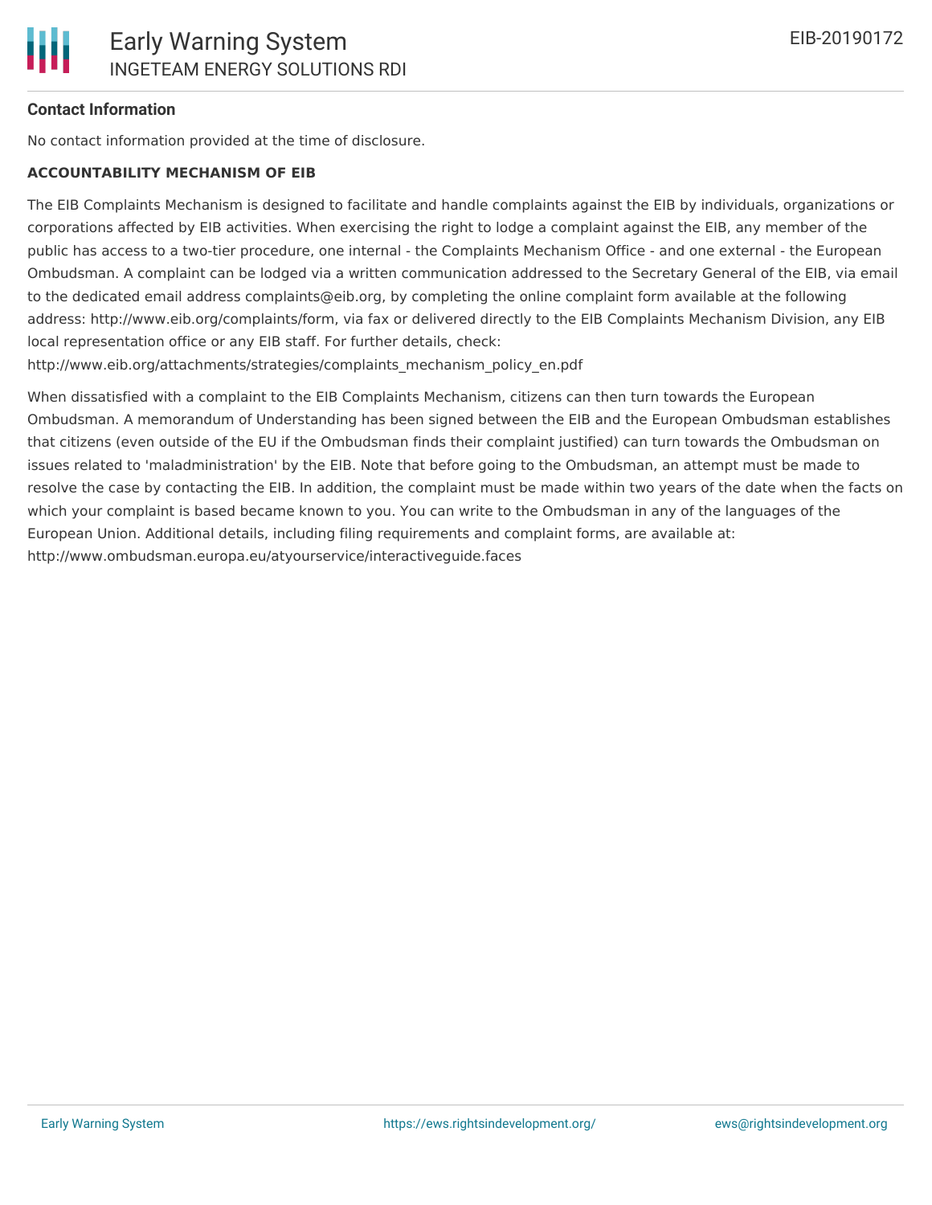**Contact Information**

No contact information provided at the time of disclosure.

**ACCOUNTABILITY MECHANISM OF EIB**

The EIB Complaints Mechanism is designed to facilitate and handle complaints against the EIB by individuals, organizations or corporations affected by EIB activities. When exercising the right to lodge a complaint against the EIB, any member of the public has access to a two-tier procedure, one internal - the Complaints Mechanism Office - and one external - the European Ombudsman. A complaint can be lodged via a written communication addressed to the Secretary General of the EIB, via email to the dedicated email address complaints@eib.org, by completing the online complaint form available at the following address: http://www.eib.org/complaints/form, via fax or delivered directly to the EIB Complaints Mechanism Division, any EIB local representation office or any EIB staff. For further details, check: http://www.eib.org/attachments/strategies/complaints_mechanism_policy_en.pdf

When dissatisfied with a complaint to the EIB Complaints Mechanism, citizens can then turn towards the European Ombudsman. A memorandum of Understanding has been signed between the EIB and the European Ombudsman establishes that citizens (even outside of the EU if the Ombudsman finds their complaint justified) can turn towards the Ombudsman on issues related to 'maladministration' by the EIB. Note that before going to the Ombudsman, an attempt must be made to resolve the case by contacting the EIB. In addition, the complaint must be made within two years of the date when the facts on which your complaint is based became known to you. You can write to the Ombudsman in any of the languages of the European Union. Additional details, including filing requirements and complaint forms, are available at: http://www.ombudsman.europa.eu/atyourservice/interactiveguide.faces